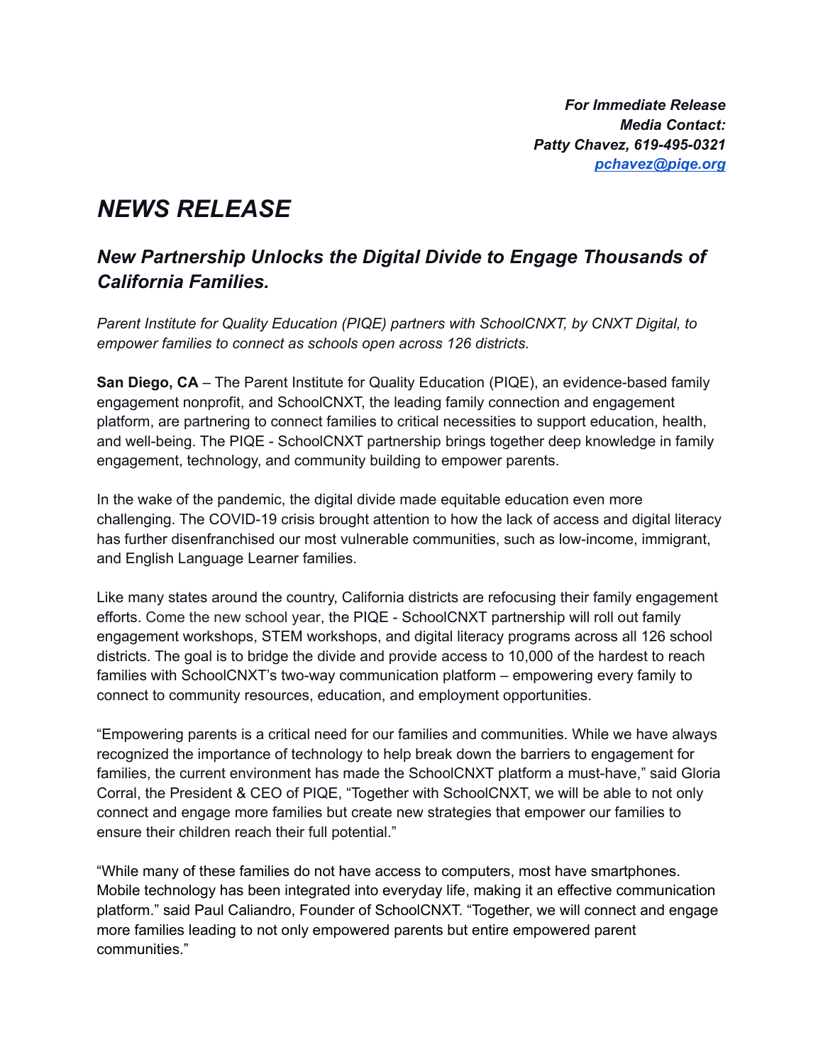***For Immediate Release***
***Media Contact:***
***Patty Chavez, 619-495-0321***
***[pchavez@piqe.org](mailto:pchavez@piqe.org)***

# *NEWS RELEASE*

## *New Partnership Unlocks the Digital Divide to Engage Thousands of California Families.*

*Parent Institute for Quality Education (PIQE) partners with SchoolCNXT, by CNXT Digital, to empower families to connect as schools open across 126 districts.*

**San Diego, CA** – The Parent Institute for Quality Education (PIQE), an evidence-based family engagement nonprofit, and SchoolCNXT, the leading family connection and engagement platform, are partnering to connect families to critical necessities to support education, health, and well-being. The PIQE - SchoolCNXT partnership brings together deep knowledge in family engagement, technology, and community building to empower parents.

In the wake of the pandemic, the digital divide made equitable education even more challenging. The COVID-19 crisis brought attention to how the lack of access and digital literacy has further disenfranchised our most vulnerable communities, such as low-income, immigrant, and English Language Learner families.

Like many states around the country, California districts are refocusing their family engagement efforts. Come the new school year, the PIQE - SchoolCNXT partnership will roll out family engagement workshops, STEM workshops, and digital literacy programs across all 126 school districts. The goal is to bridge the divide and provide access to 10,000 of the hardest to reach families with SchoolCNXT's two-way communication platform – empowering every family to connect to community resources, education, and employment opportunities.

"Empowering parents is a critical need for our families and communities. While we have always recognized the importance of technology to help break down the barriers to engagement for families, the current environment has made the SchoolCNXT platform a must-have," said Gloria Corral, the President & CEO of PIQE, "Together with SchoolCNXT, we will be able to not only connect and engage more families but create new strategies that empower our families to ensure their children reach their full potential."

"While many of these families do not have access to computers, most have smartphones. Mobile technology has been integrated into everyday life, making it an effective communication platform." said Paul Caliandro, Founder of SchoolCNXT. "Together, we will connect and engage more families leading to not only empowered parents but entire empowered parent communities."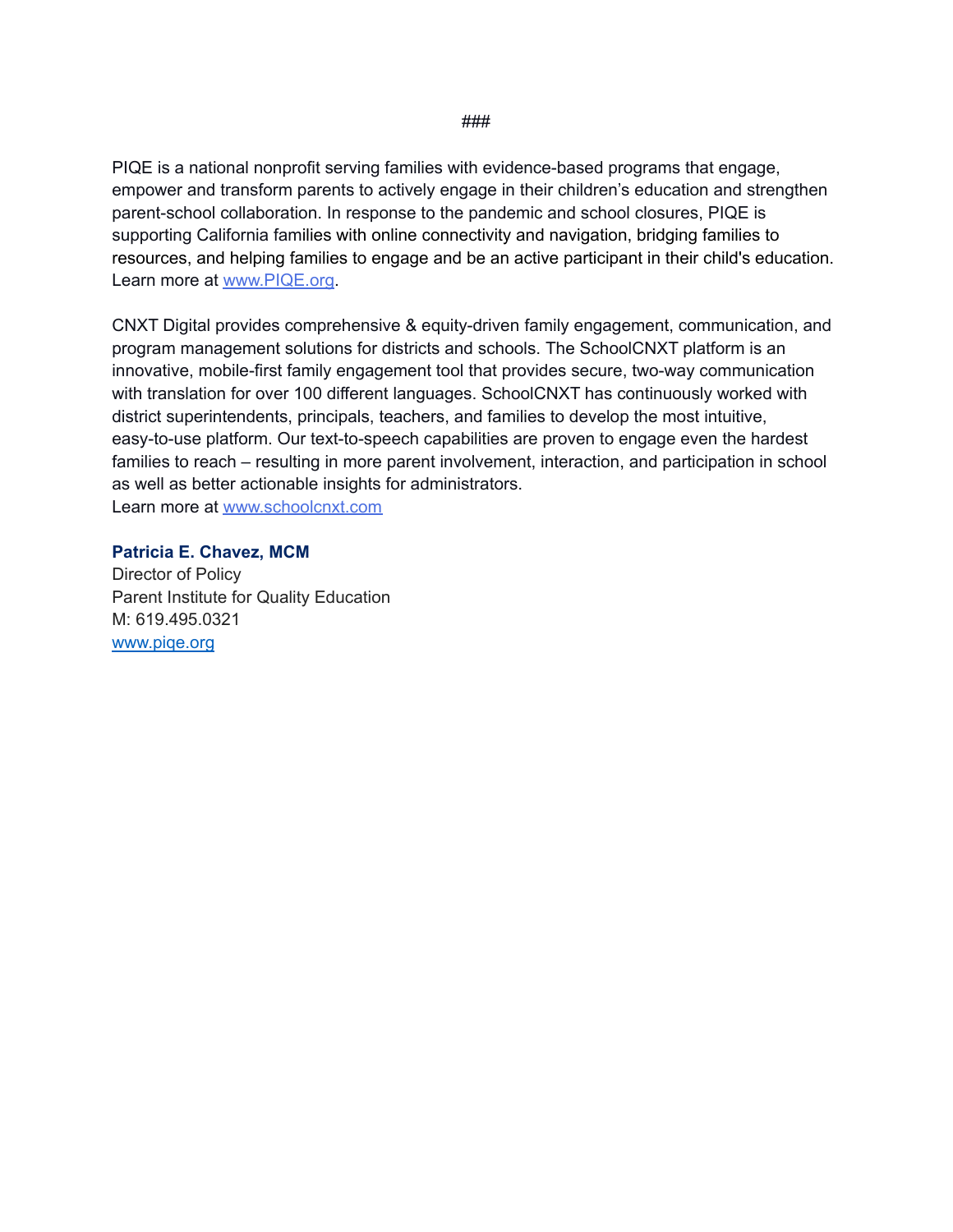###

PIQE is a national nonprofit serving families with evidence-based programs that engage, empower and transform parents to actively engage in their children's education and strengthen parent-school collaboration. In response to the pandemic and school closures, PIQE is supporting California families with online connectivity and navigation, bridging families to resources, and helping families to engage and be an active participant in their child's education. Learn more at [www.PIQE.org](http://www.PIQE.org).

CNXT Digital provides comprehensive & equity-driven family engagement, communication, and program management solutions for districts and schools. The SchoolCNXT platform is an innovative, mobile-first family engagement tool that provides secure, two-way communication with translation for over 100 different languages. SchoolCNXT has continuously worked with district superintendents, principals, teachers, and families to develop the most intuitive, easy-to-use platform. Our text-to-speech capabilities are proven to engage even the hardest families to reach – resulting in more parent involvement, interaction, and participation in school as well as better actionable insights for administrators.
Learn more at [www.schoolcnxt.com](http://www.schoolcnxt.com)

**Patricia E. Chavez, MCM**
Director of Policy
Parent Institute for Quality Education
M: 619.495.0321
[www.piqe.org](http://www.piqe.org)